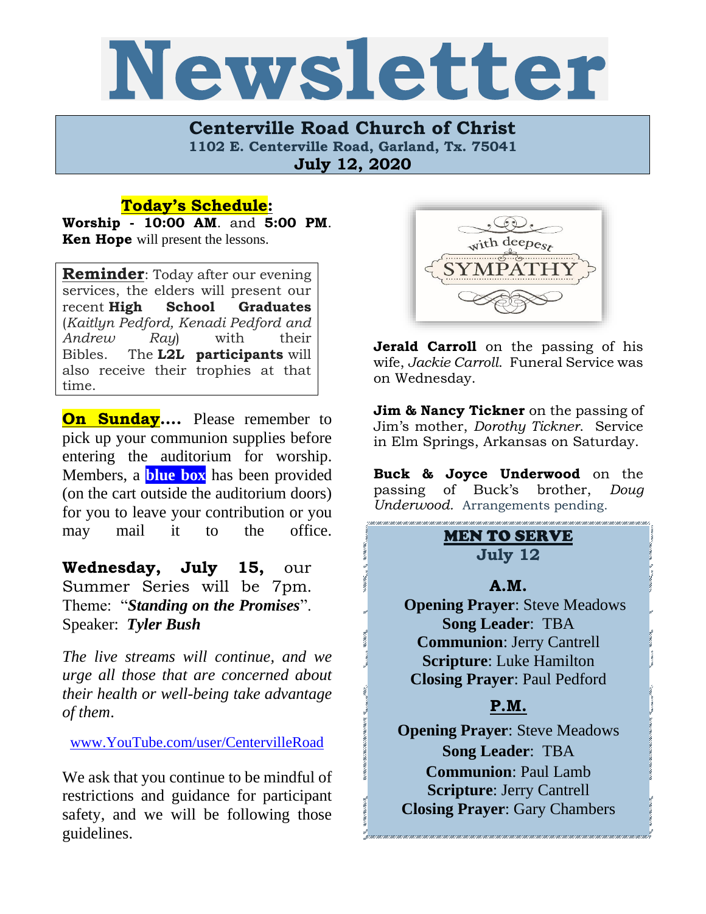# Newsletter

**Centerville Road Church of Christ**
**1102 E. Centerville Road, Garland, Tx. 75041**
**July 12, 2020**

## Today's Schedule:

**Worship - 10:00 AM**. and **5:00 PM**. **Ken Hope** will present the lessons.

**Reminder**: Today after our evening services, the elders will present our recent **High School Graduates** (*Kaitlyn Pedford, Kenadi Pedford and Andrew Ray*) with their Bibles. The **L2L participants** will also receive their trophies at that time.

**On Sunday….** Please remember to pick up your communion supplies before entering the auditorium for worship. Members, a **blue box** has been provided (on the cart outside the auditorium doors) for you to leave your contribution or you may mail it to the office.

**Wednesday, July 15,** our Summer Series will be 7pm. Theme: "***Standing on the Promises***". Speaker: ***Tyler Bush***

*The live streams will continue, and we urge all those that are concerned about their health or well-being take advantage of them.*

www.YouTube.com/user/CentervilleRoad

We ask that you continue to be mindful of restrictions and guidance for participant safety, and we will be following those guidelines.

with deepest SYMPATHY

**Jerald Carroll** on the passing of his wife, *Jackie Carroll*. Funeral Service was on Wednesday.

**Jim & Nancy Tickner** on the passing of Jim's mother, *Dorothy Tickner*. Service in Elm Springs, Arkansas on Saturday.

**Buck & Joyce Underwood** on the passing of Buck's brother, *Doug Underwood*. Arrangements pending.

## MEN TO SERVE
**July 12**

### A.M.

**Opening Prayer**: Steve Meadows
**Song Leader**: TBA
**Communion**: Jerry Cantrell
**Scripture**: Luke Hamilton
**Closing Prayer**: Paul Pedford

### P.M.

**Opening Prayer**: Steve Meadows
**Song Leader**: TBA
**Communion**: Paul Lamb
**Scripture**: Jerry Cantrell
**Closing Prayer**: Gary Chambers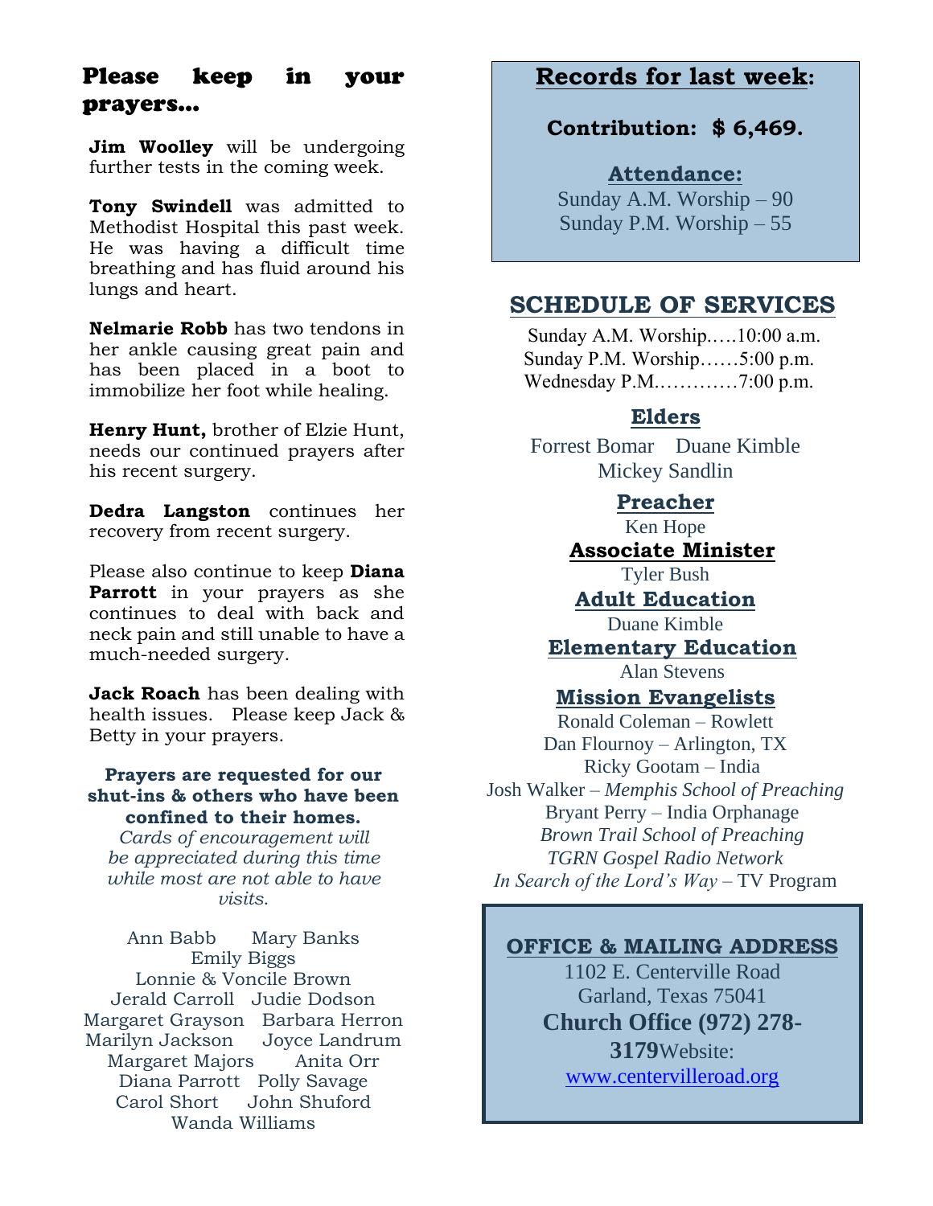## Please keep in your prayers…

**Jim Woolley** will be undergoing further tests in the coming week.

**Tony Swindell** was admitted to Methodist Hospital this past week. He was having a difficult time breathing and has fluid around his lungs and heart.

**Nelmarie Robb** has two tendons in her ankle causing great pain and has been placed in a boot to immobilize her foot while healing.

**Henry Hunt,** brother of Elzie Hunt, needs our continued prayers after his recent surgery.

**Dedra Langston** continues her recovery from recent surgery.

Please also continue to keep **Diana Parrott** in your prayers as she continues to deal with back and neck pain and still unable to have a much-needed surgery.

**Jack Roach** has been dealing with health issues. Please keep Jack & Betty in your prayers.

**Prayers are requested for our shut-ins & others who have been confined to their homes.**

*Cards of encouragement will be appreciated during this time while most are not able to have visits.*

Ann Babb  Mary Banks
Emily Biggs
Lonnie & Voncile Brown
Jerald Carroll  Judie Dodson
Margaret Grayson  Barbara Herron
Marilyn Jackson  Joyce Landrum
Margaret Majors  Anita Orr
Diana Parrott  Polly Savage
Carol Short  John Shuford
Wanda Williams

## Records for last week:

**Contribution: $ 6,469.**

**Attendance:**
Sunday A.M. Worship – 90
Sunday P.M. Worship – 55

## SCHEDULE OF SERVICES

Sunday A.M. Worship.….10:00 a.m.
Sunday P.M. Worship……5:00 p.m.
Wednesday P.M.…………7:00 p.m.

**Elders**
Forrest Bomar  Duane Kimble
Mickey Sandlin

**Preacher**
Ken Hope

**Associate Minister**
Tyler Bush

**Adult Education**
Duane Kimble

**Elementary Education**
Alan Stevens

**Mission Evangelists**
Ronald Coleman – Rowlett
Dan Flournoy – Arlington, TX
Ricky Gootam – India
Josh Walker – *Memphis School of Preaching*
Bryant Perry – India Orphanage
*Brown Trail School of Preaching*
*TGRN Gospel Radio Network*
*In Search of the Lord's Way* – TV Program

**OFFICE & MAILING ADDRESS**
1102 E. Centerville Road
Garland, Texas 75041
**Church Office (972) 278-3179**
Website: www.centervilleroad.org